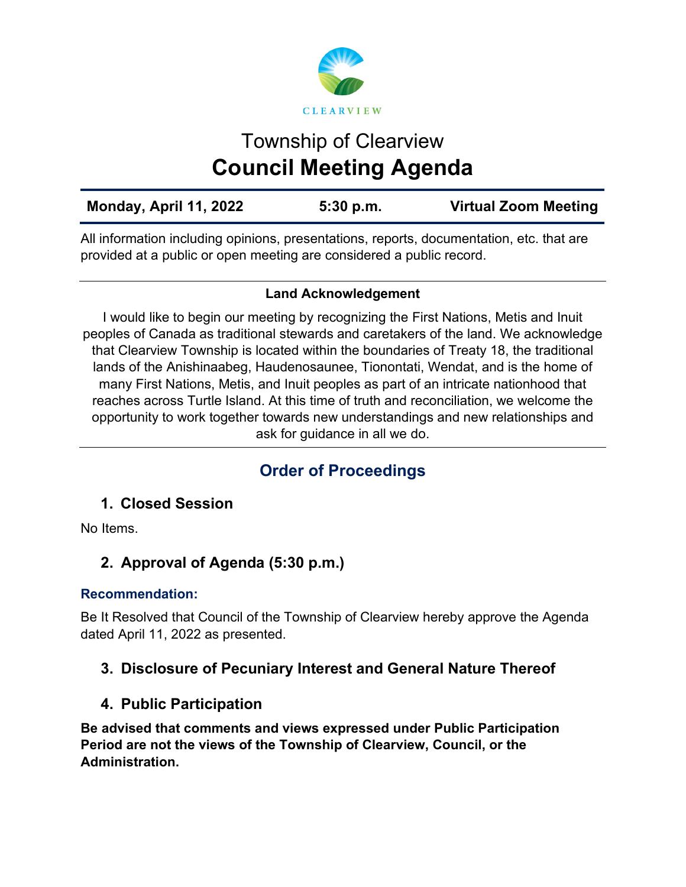CLEARVIEW

# Township of Clearview

# Council Meeting Agenda

| Monday, April 11, 2022 | 5:30 p.m. | Virtual Zoom Meeting |
|---|---|---|

All information including opinions, presentations, reports, documentation, etc. that are provided at a public or open meeting are considered a public record.

**Land Acknowledgement**

I would like to begin our meeting by recognizing the First Nations, Metis and Inuit peoples of Canada as traditional stewards and caretakers of the land. We acknowledge that Clearview Township is located within the boundaries of Treaty 18, the traditional lands of the Anishinaabeg, Haudenosaunee, Tionontati, Wendat, and is the home of many First Nations, Metis, and Inuit peoples as part of an intricate nationhood that reaches across Turtle Island. At this time of truth and reconciliation, we welcome the opportunity to work together towards new understandings and new relationships and ask for guidance in all we do.

## Order of Proceedings

### 1. Closed Session

No Items.

### 2. Approval of Agenda (5:30 p.m.)

**Recommendation:**

Be It Resolved that Council of the Township of Clearview hereby approve the Agenda dated April 11, 2022 as presented.

### 3. Disclosure of Pecuniary Interest and General Nature Thereof

### 4. Public Participation

**Be advised that comments and views expressed under Public Participation Period are not the views of the Township of Clearview, Council, or the Administration.**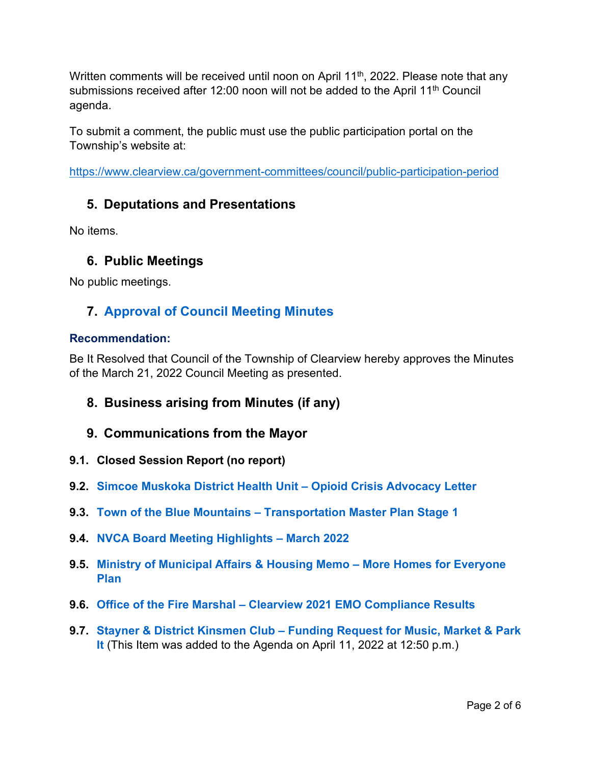Written comments will be received until noon on April 11th, 2022. Please note that any submissions received after 12:00 noon will not be added to the April 11th Council agenda.

To submit a comment, the public must use the public participation portal on the Township's website at:

https://www.clearview.ca/government-committees/council/public-participation-period

## 5. Deputations and Presentations

No items.

## 6. Public Meetings

No public meetings.

## 7. Approval of Council Meeting Minutes

**Recommendation:**

Be It Resolved that Council of the Township of Clearview hereby approves the Minutes of the March 21, 2022 Council Meeting as presented.

## 8. Business arising from Minutes (if any)

## 9. Communications from the Mayor

**9.1. Closed Session Report (no report)**

**9.2. Simcoe Muskoka District Health Unit – Opioid Crisis Advocacy Letter**

**9.3. Town of the Blue Mountains – Transportation Master Plan Stage 1**

**9.4. NVCA Board Meeting Highlights – March 2022**

**9.5. Ministry of Municipal Affairs & Housing Memo – More Homes for Everyone Plan**

**9.6. Office of the Fire Marshal – Clearview 2021 EMO Compliance Results**

**9.7. Stayner & District Kinsmen Club – Funding Request for Music, Market & Park It** (This Item was added to the Agenda on April 11, 2022 at 12:50 p.m.)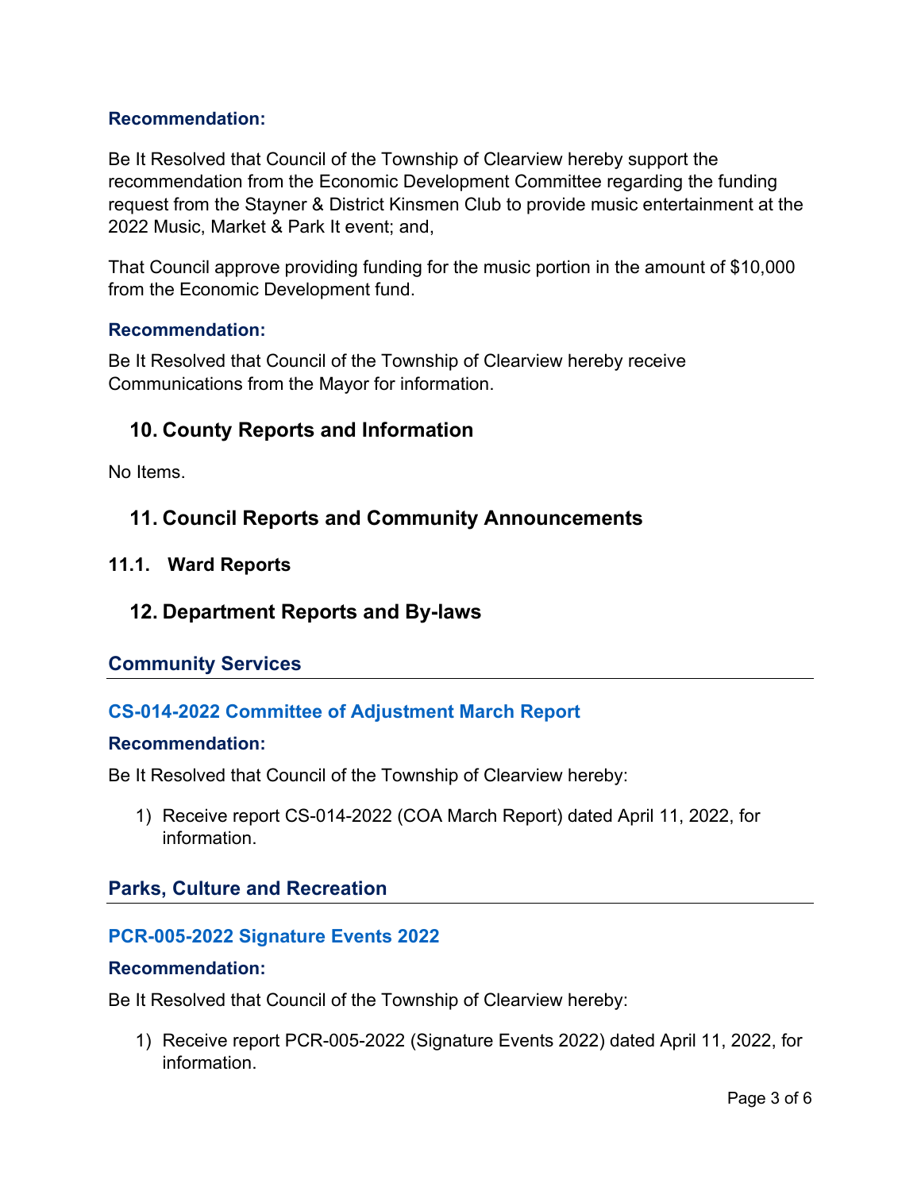### Recommendation:

Be It Resolved that Council of the Township of Clearview hereby support the recommendation from the Economic Development Committee regarding the funding request from the Stayner & District Kinsmen Club to provide music entertainment at the 2022 Music, Market & Park It event; and,

That Council approve providing funding for the music portion in the amount of $10,000 from the Economic Development fund.

### Recommendation:

Be It Resolved that Council of the Township of Clearview hereby receive Communications from the Mayor for information.

## 10. County Reports and Information

No Items.

## 11. Council Reports and Community Announcements

### 11.1. Ward Reports

## 12. Department Reports and By-laws

### Community Services

#### CS-014-2022 Committee of Adjustment March Report

**Recommendation:**

Be It Resolved that Council of the Township of Clearview hereby:

1) Receive report CS-014-2022 (COA March Report) dated April 11, 2022, for information.

### Parks, Culture and Recreation

#### PCR-005-2022 Signature Events 2022

**Recommendation:**

Be It Resolved that Council of the Township of Clearview hereby:

1) Receive report PCR-005-2022 (Signature Events 2022) dated April 11, 2022, for information.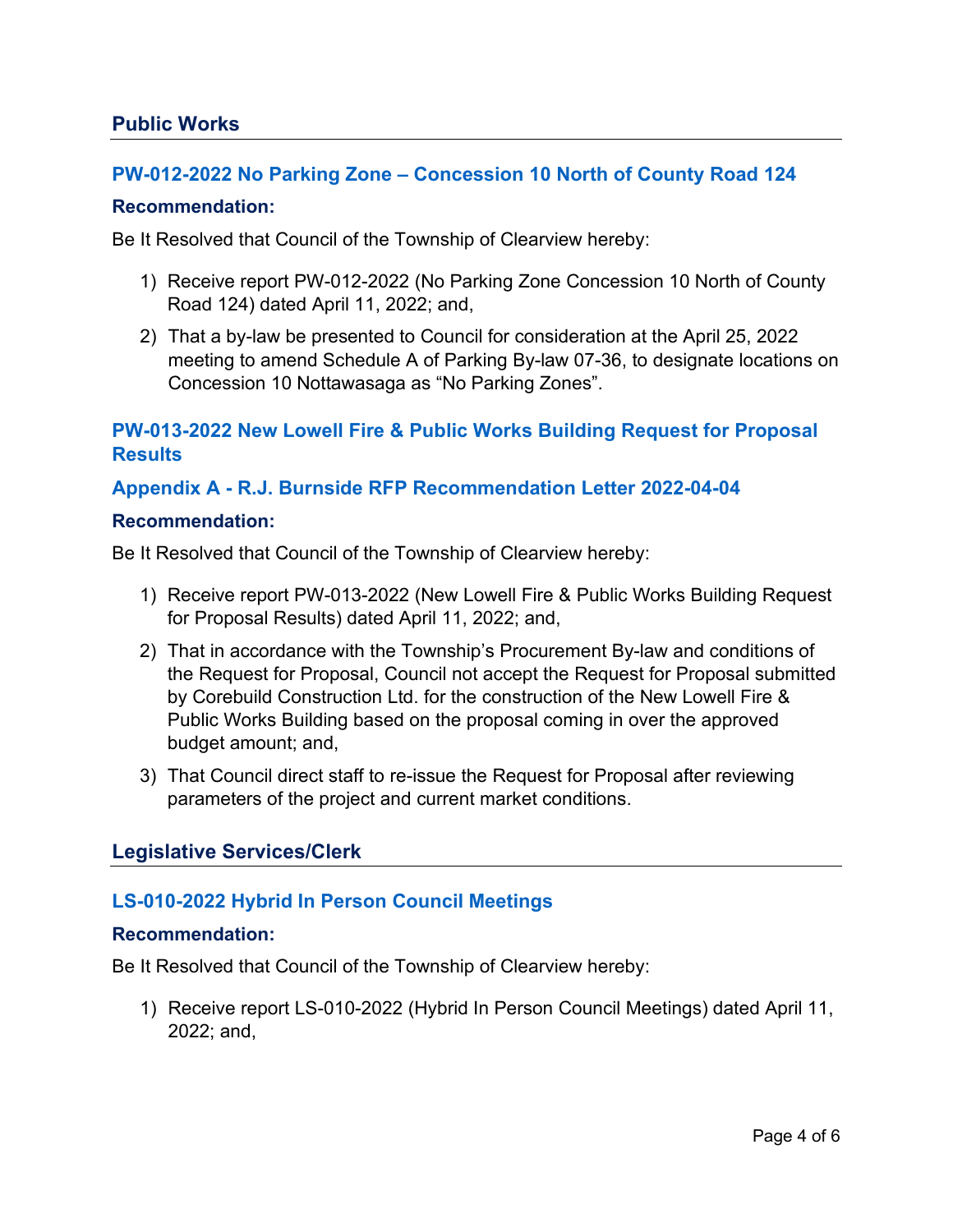## Public Works

### PW-012-2022 No Parking Zone – Concession 10 North of County Road 124

**Recommendation:**

Be It Resolved that Council of the Township of Clearview hereby:

1) Receive report PW-012-2022 (No Parking Zone Concession 10 North of County Road 124) dated April 11, 2022; and,
2) That a by-law be presented to Council for consideration at the April 25, 2022 meeting to amend Schedule A of Parking By-law 07-36, to designate locations on Concession 10 Nottawasaga as "No Parking Zones".

### PW-013-2022 New Lowell Fire & Public Works Building Request for Proposal Results

### Appendix A - R.J. Burnside RFP Recommendation Letter 2022-04-04

**Recommendation:**

Be It Resolved that Council of the Township of Clearview hereby:

1) Receive report PW-013-2022 (New Lowell Fire & Public Works Building Request for Proposal Results) dated April 11, 2022; and,
2) That in accordance with the Township's Procurement By-law and conditions of the Request for Proposal, Council not accept the Request for Proposal submitted by Corebuild Construction Ltd. for the construction of the New Lowell Fire & Public Works Building based on the proposal coming in over the approved budget amount; and,
3) That Council direct staff to re-issue the Request for Proposal after reviewing parameters of the project and current market conditions.

## Legislative Services/Clerk

### LS-010-2022 Hybrid In Person Council Meetings

**Recommendation:**

Be It Resolved that Council of the Township of Clearview hereby:

1) Receive report LS-010-2022 (Hybrid In Person Council Meetings) dated April 11, 2022; and,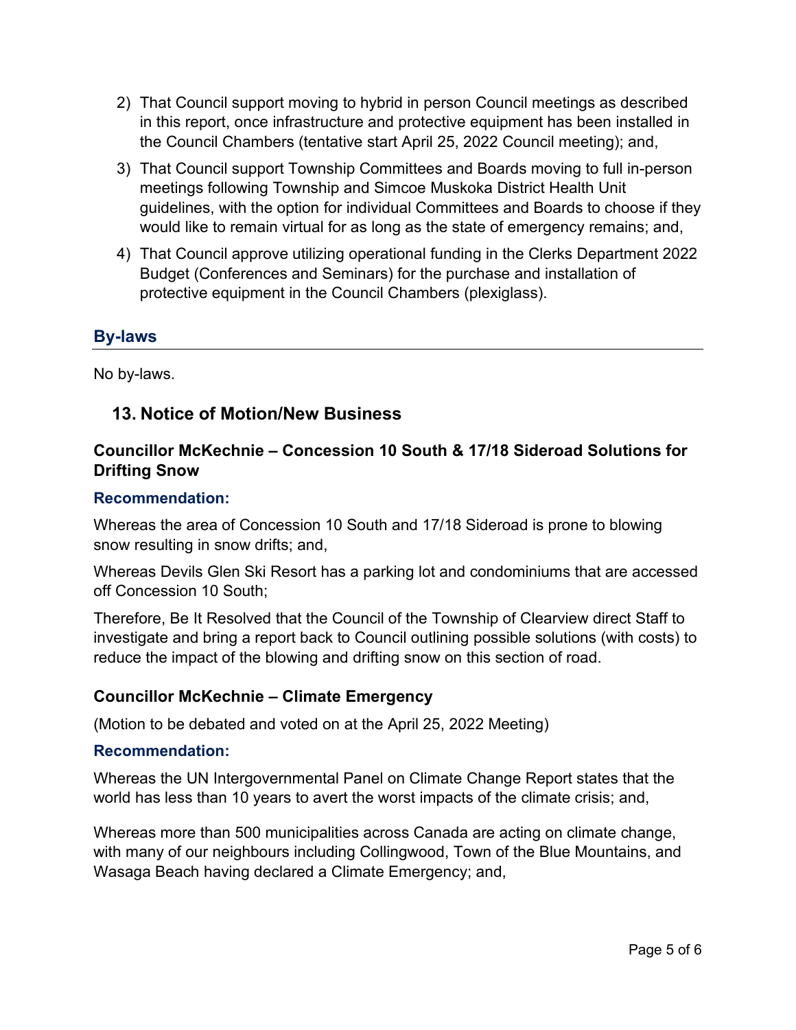2) That Council support moving to hybrid in person Council meetings as described in this report, once infrastructure and protective equipment has been installed in the Council Chambers (tentative start April 25, 2022 Council meeting); and,
3) That Council support Township Committees and Boards moving to full in-person meetings following Township and Simcoe Muskoka District Health Unit guidelines, with the option for individual Committees and Boards to choose if they would like to remain virtual for as long as the state of emergency remains; and,
4) That Council approve utilizing operational funding in the Clerks Department 2022 Budget (Conferences and Seminars) for the purchase and installation of protective equipment in the Council Chambers (plexiglass).

### By-laws

No by-laws.

## 13. Notice of Motion/New Business

### Councillor McKechnie – Concession 10 South & 17/18 Sideroad Solutions for Drifting Snow

**Recommendation:**

Whereas the area of Concession 10 South and 17/18 Sideroad is prone to blowing snow resulting in snow drifts; and,

Whereas Devils Glen Ski Resort has a parking lot and condominiums that are accessed off Concession 10 South;

Therefore, Be It Resolved that the Council of the Township of Clearview direct Staff to investigate and bring a report back to Council outlining possible solutions (with costs) to reduce the impact of the blowing and drifting snow on this section of road.

### Councillor McKechnie – Climate Emergency

(Motion to be debated and voted on at the April 25, 2022 Meeting)

**Recommendation:**

Whereas the UN Intergovernmental Panel on Climate Change Report states that the world has less than 10 years to avert the worst impacts of the climate crisis; and,

Whereas more than 500 municipalities across Canada are acting on climate change, with many of our neighbours including Collingwood, Town of the Blue Mountains, and Wasaga Beach having declared a Climate Emergency; and,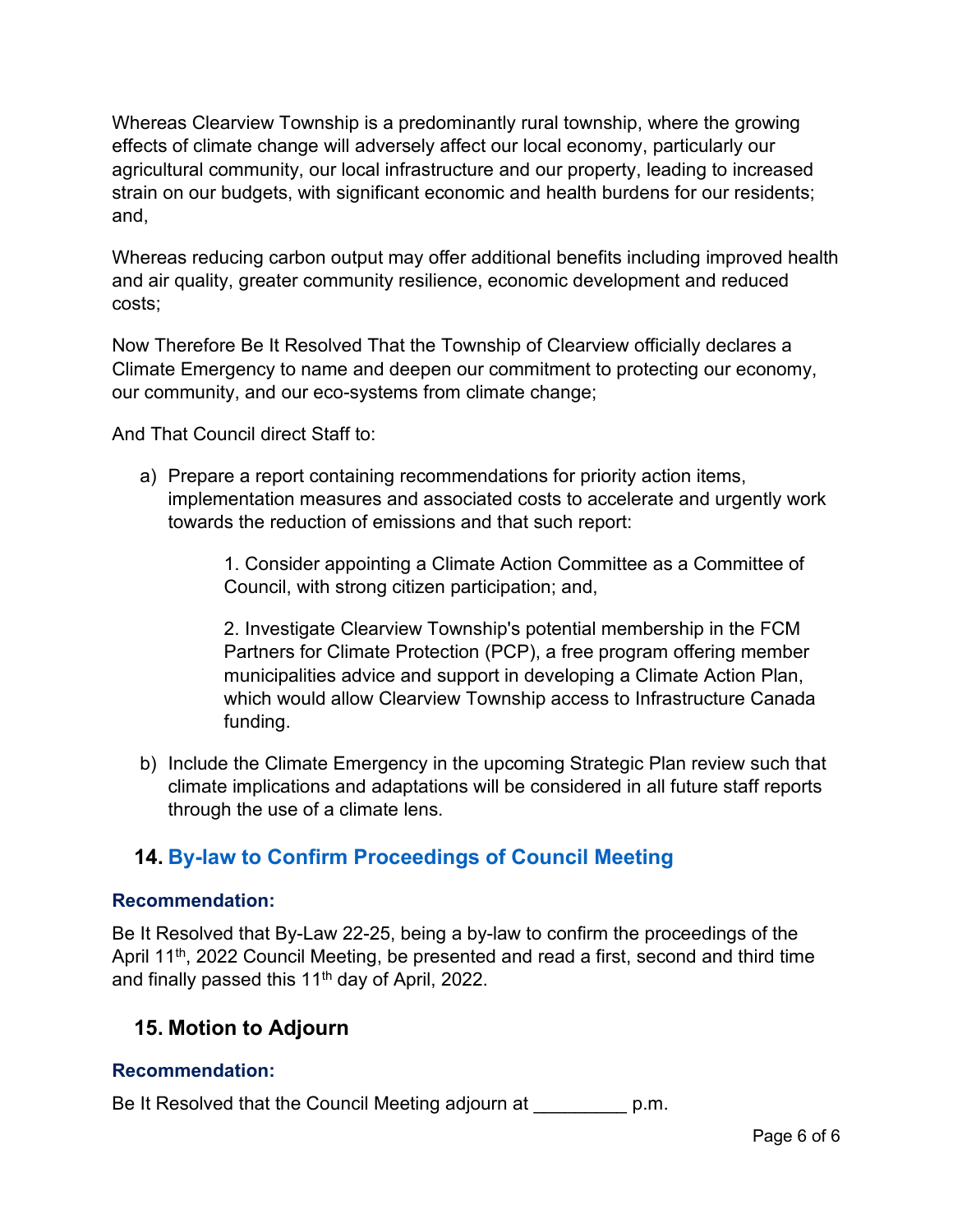Whereas Clearview Township is a predominantly rural township, where the growing effects of climate change will adversely affect our local economy, particularly our agricultural community, our local infrastructure and our property, leading to increased strain on our budgets, with significant economic and health burdens for our residents; and,

Whereas reducing carbon output may offer additional benefits including improved health and air quality, greater community resilience, economic development and reduced costs;

Now Therefore Be It Resolved That the Township of Clearview officially declares a Climate Emergency to name and deepen our commitment to protecting our economy, our community, and our eco-systems from climate change;

And That Council direct Staff to:

a) Prepare a report containing recommendations for priority action items, implementation measures and associated costs to accelerate and urgently work towards the reduction of emissions and that such report:

   1. Consider appointing a Climate Action Committee as a Committee of Council, with strong citizen participation; and,

   2. Investigate Clearview Township's potential membership in the FCM Partners for Climate Protection (PCP), a free program offering member municipalities advice and support in developing a Climate Action Plan, which would allow Clearview Township access to Infrastructure Canada funding.

b) Include the Climate Emergency in the upcoming Strategic Plan review such that climate implications and adaptations will be considered in all future staff reports through the use of a climate lens.

## 14. By-law to Confirm Proceedings of Council Meeting

**Recommendation:**

Be It Resolved that By-Law 22-25, being a by-law to confirm the proceedings of the April 11th, 2022 Council Meeting, be presented and read a first, second and third time and finally passed this 11th day of April, 2022.

## 15. Motion to Adjourn

**Recommendation:**

Be It Resolved that the Council Meeting adjourn at _________ p.m.